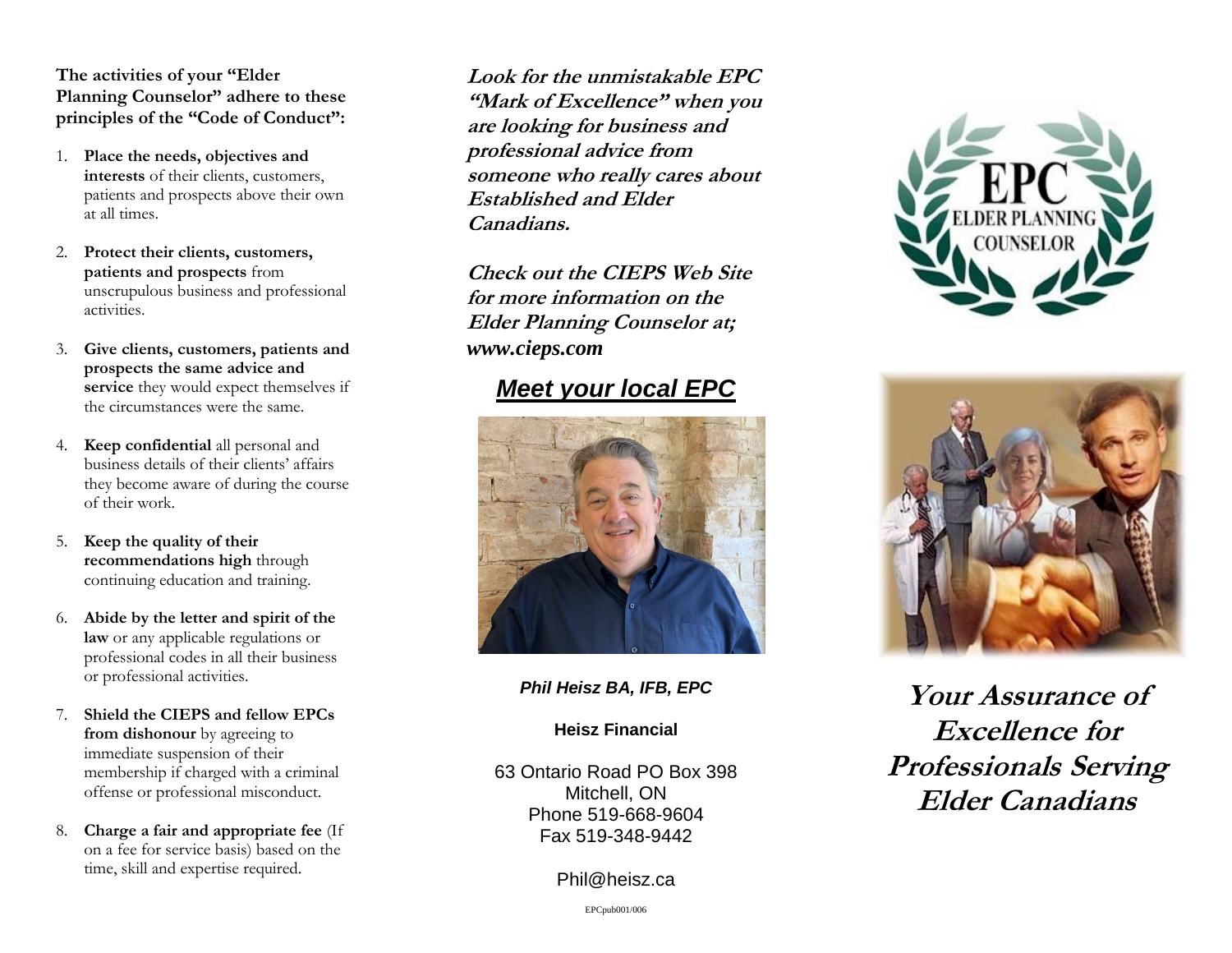**The activities of your "Elder Planning Counselor" adhere to these principles of the "Code of Conduct":**

1. **Place the needs, objectives and interests** of their clients, customers, patients and prospects above their own at all times.
2. **Protect their clients, customers, patients and prospects** from unscrupulous business and professional activities.
3. **Give clients, customers, patients and prospects the same advice and service** they would expect themselves if the circumstances were the same.
4. **Keep confidential** all personal and business details of their clients' affairs they become aware of during the course of their work.
5. **Keep the quality of their recommendations high** through continuing education and training.
6. **Abide by the letter and spirit of the law** or any applicable regulations or professional codes in all their business or professional activities.
7. **Shield the CIEPS and fellow EPCs from dishonour** by agreeing to immediate suspension of their membership if charged with a criminal offense or professional misconduct.
8. **Charge a fair and appropriate fee** (If on a fee for service basis) based on the time, skill and expertise required.

***Look for the unmistakable EPC "Mark of Excellence" when you are looking for business and professional advice from someone who really cares about Established and Elder Canadians.***

***Check out the CIEPS Web Site for more information on the Elder Planning Counselor at; www.cieps.com***

## ***Meet your local EPC***

***Phil Heisz BA, IFB, EPC***

**Heisz Financial**

63 Ontario Road PO Box 398
Mitchell, ON
Phone 519-668-9604
Fax 519-348-9442

Phil@heisz.ca

EPCpub001/006

EPC
ELDER PLANNING COUNSELOR

# Your Assurance of Excellence for Professionals Serving Elder Canadians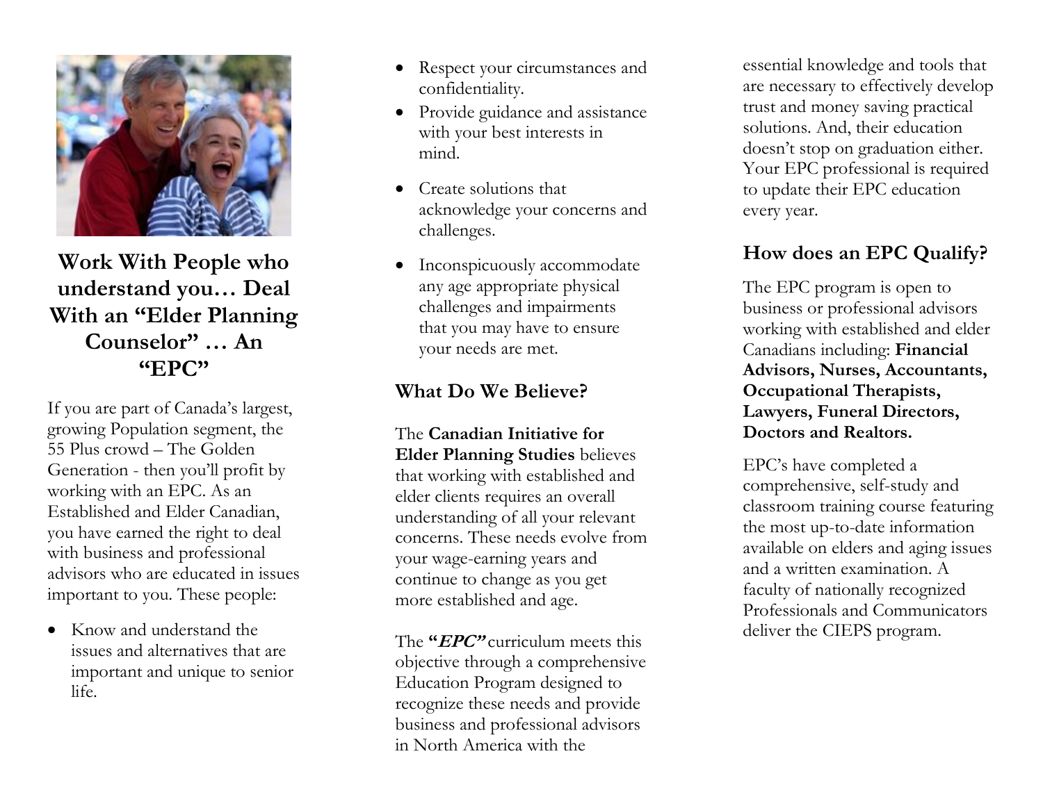## Work With People who understand you… Deal With an "Elder Planning Counselor" … An "EPC"

If you are part of Canada's largest, growing Population segment, the 55 Plus crowd – The Golden Generation - then you'll profit by working with an EPC. As an Established and Elder Canadian, you have earned the right to deal with business and professional advisors who are educated in issues important to you. These people:

- Know and understand the issues and alternatives that are important and unique to senior life.
- Respect your circumstances and confidentiality.
- Provide guidance and assistance with your best interests in mind.
- Create solutions that acknowledge your concerns and challenges.
- Inconspicuously accommodate any age appropriate physical challenges and impairments that you may have to ensure your needs are met.

## What Do We Believe?

The **Canadian Initiative for Elder Planning Studies** believes that working with established and elder clients requires an overall understanding of all your relevant concerns. These needs evolve from your wage-earning years and continue to change as you get more established and age.

The **"*EPC*"** curriculum meets this objective through a comprehensive Education Program designed to recognize these needs and provide business and professional advisors in North America with the essential knowledge and tools that are necessary to effectively develop trust and money saving practical solutions. And, their education doesn't stop on graduation either. Your EPC professional is required to update their EPC education every year.

## How does an EPC Qualify?

The EPC program is open to business or professional advisors working with established and elder Canadians including: **Financial Advisors, Nurses, Accountants, Occupational Therapists, Lawyers, Funeral Directors, Doctors and Realtors.**

EPC's have completed a comprehensive, self-study and classroom training course featuring the most up-to-date information available on elders and aging issues and a written examination. A faculty of nationally recognized Professionals and Communicators deliver the CIEPS program.